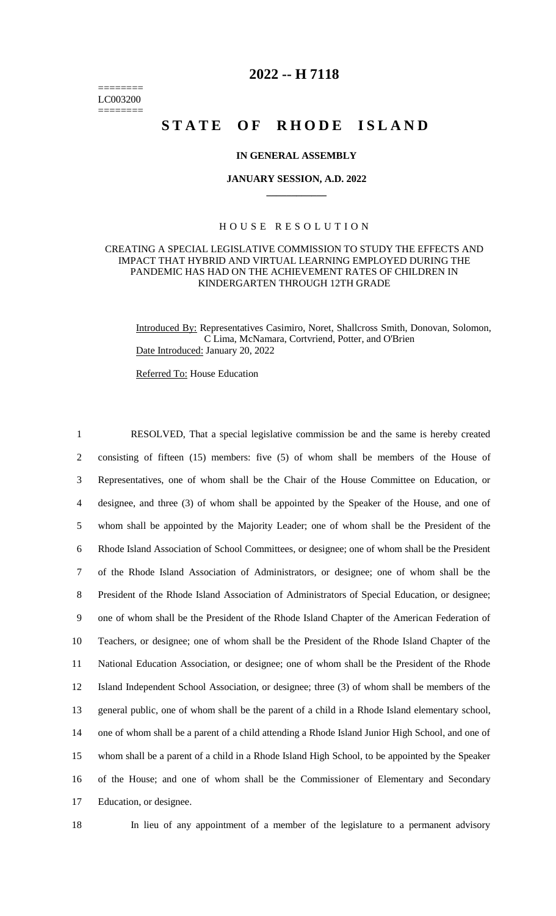========
LC003200
========

# 2022 -- H 7118

# STATE OF RHODE ISLAND

**IN GENERAL ASSEMBLY**

**JANUARY SESSION, A.D. 2022**

____________

## HOUSE RESOLUTION

CREATING A SPECIAL LEGISLATIVE COMMISSION TO STUDY THE EFFECTS AND IMPACT THAT HYBRID AND VIRTUAL LEARNING EMPLOYED DURING THE PANDEMIC HAS HAD ON THE ACHIEVEMENT RATES OF CHILDREN IN KINDERGARTEN THROUGH 12TH GRADE

Introduced By: Representatives Casimiro, Noret, Shallcross Smith, Donovan, Solomon, C Lima, McNamara, Cortvriend, Potter, and O'Brien

Date Introduced: January 20, 2022

Referred To: House Education

1 RESOLVED, That a special legislative commission be and the same is hereby created
2 consisting of fifteen (15) members: five (5) of whom shall be members of the House of
3 Representatives, one of whom shall be the Chair of the House Committee on Education, or
4 designee, and three (3) of whom shall be appointed by the Speaker of the House, and one of
5 whom shall be appointed by the Majority Leader; one of whom shall be the President of the
6 Rhode Island Association of School Committees, or designee; one of whom shall be the President
7 of the Rhode Island Association of Administrators, or designee; one of whom shall be the
8 President of the Rhode Island Association of Administrators of Special Education, or designee;
9 one of whom shall be the President of the Rhode Island Chapter of the American Federation of
10 Teachers, or designee; one of whom shall be the President of the Rhode Island Chapter of the
11 National Education Association, or designee; one of whom shall be the President of the Rhode
12 Island Independent School Association, or designee; three (3) of whom shall be members of the
13 general public, one of whom shall be the parent of a child in a Rhode Island elementary school,
14 one of whom shall be a parent of a child attending a Rhode Island Junior High School, and one of
15 whom shall be a parent of a child in a Rhode Island High School, to be appointed by the Speaker
16 of the House; and one of whom shall be the Commissioner of Elementary and Secondary
17 Education, or designee.

18 In lieu of any appointment of a member of the legislature to a permanent advisory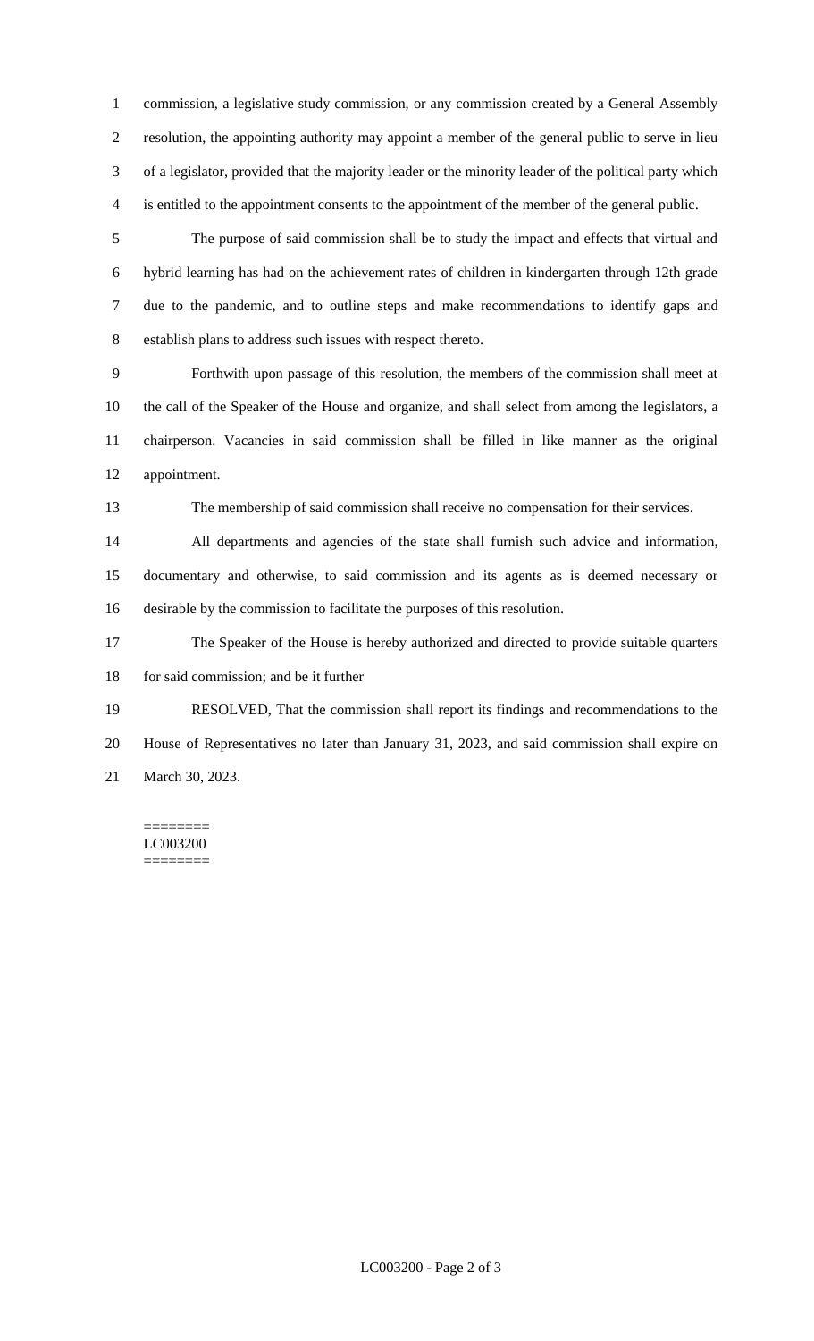commission, a legislative study commission, or any commission created by a General Assembly resolution, the appointing authority may appoint a member of the general public to serve in lieu of a legislator, provided that the majority leader or the minority leader of the political party which is entitled to the appointment consents to the appointment of the member of the general public.

The purpose of said commission shall be to study the impact and effects that virtual and hybrid learning has had on the achievement rates of children in kindergarten through 12th grade due to the pandemic, and to outline steps and make recommendations to identify gaps and establish plans to address such issues with respect thereto.

Forthwith upon passage of this resolution, the members of the commission shall meet at the call of the Speaker of the House and organize, and shall select from among the legislators, a chairperson. Vacancies in said commission shall be filled in like manner as the original appointment.

The membership of said commission shall receive no compensation for their services.

All departments and agencies of the state shall furnish such advice and information, documentary and otherwise, to said commission and its agents as is deemed necessary or desirable by the commission to facilitate the purposes of this resolution.

The Speaker of the House is hereby authorized and directed to provide suitable quarters for said commission; and be it further

RESOLVED, That the commission shall report its findings and recommendations to the House of Representatives no later than January 31, 2023, and said commission shall expire on March 30, 2023.

========
LC003200
========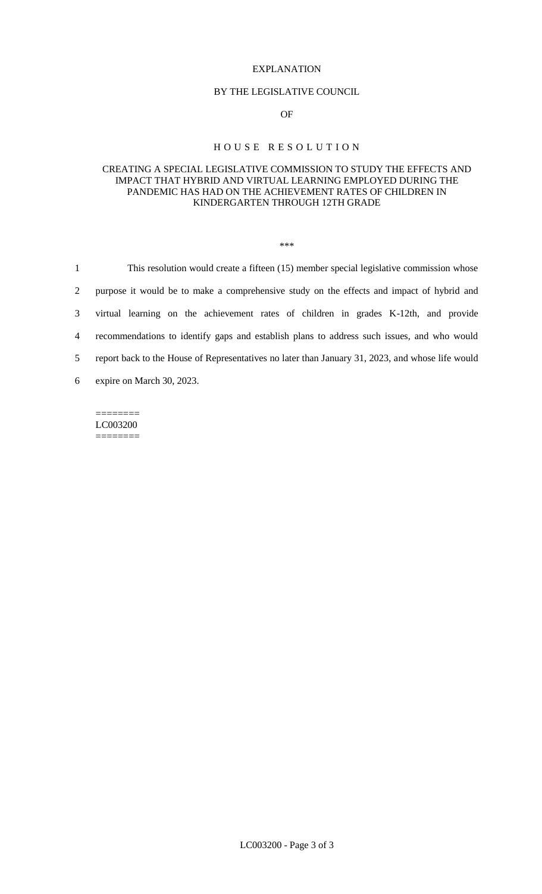EXPLANATION

BY THE LEGISLATIVE COUNCIL

OF

# HOUSE RESOLUTION

CREATING A SPECIAL LEGISLATIVE COMMISSION TO STUDY THE EFFECTS AND IMPACT THAT HYBRID AND VIRTUAL LEARNING EMPLOYED DURING THE PANDEMIC HAS HAD ON THE ACHIEVEMENT RATES OF CHILDREN IN KINDERGARTEN THROUGH 12TH GRADE

***

1 This resolution would create a fifteen (15) member special legislative commission whose
2 purpose it would be to make a comprehensive study on the effects and impact of hybrid and
3 virtual learning on the achievement rates of children in grades K-12th, and provide
4 recommendations to identify gaps and establish plans to address such issues, and who would
5 report back to the House of Representatives no later than January 31, 2023, and whose life would
6 expire on March 30, 2023.

========
LC003200
========